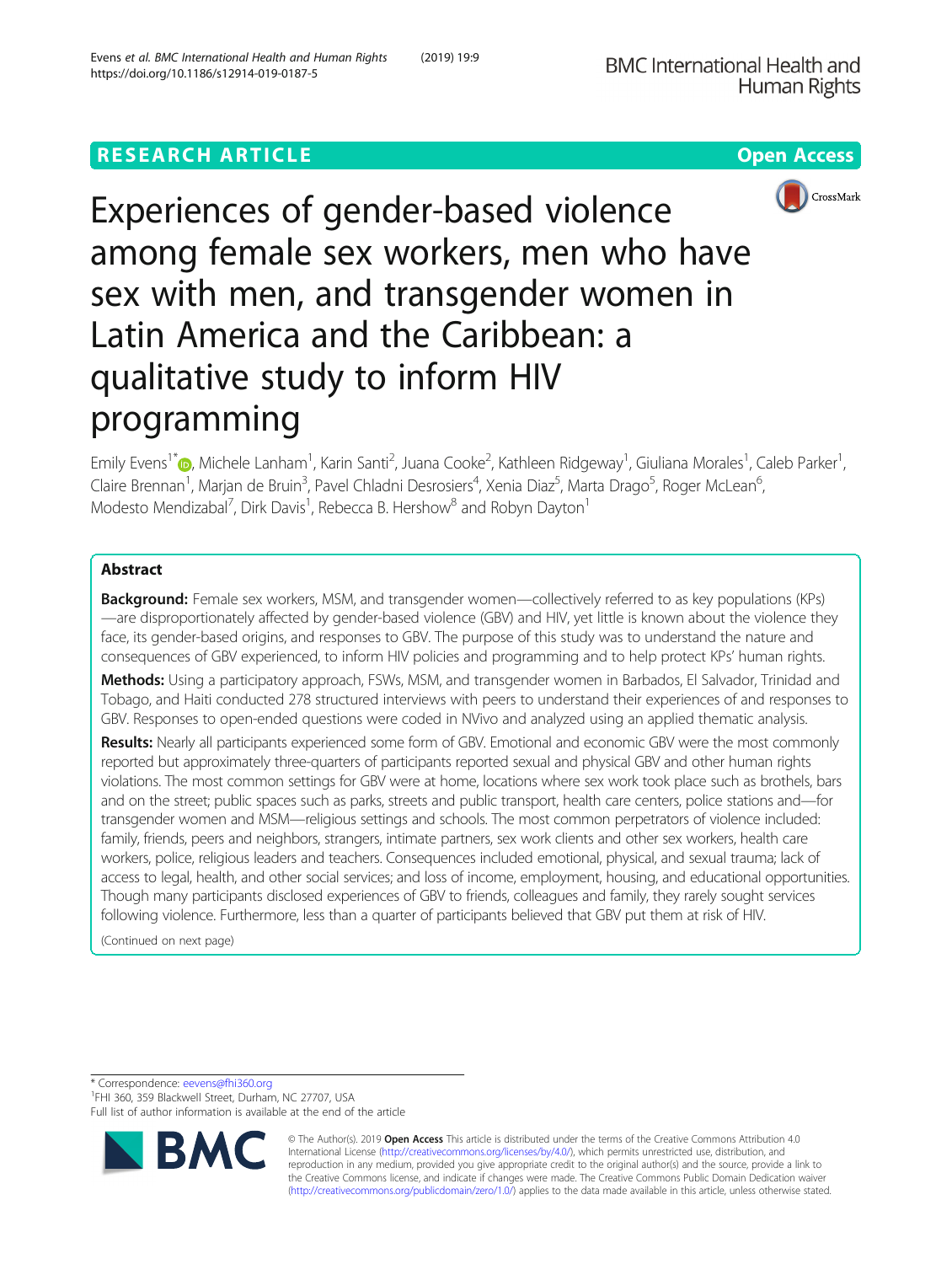RESEARCH ARTICLE

Open Access

# Experiences of gender-based violence among female sex workers, men who have sex with men, and transgender women in Latin America and the Caribbean: a qualitative study to inform HIV programming

Emily Evens[1*], Michele Lanham[1], Karin Santi[2], Juana Cooke[2], Kathleen Ridgeway[1], Giuliana Morales[1], Caleb Parker[1], Claire Brennan[1], Marjan de Bruin[3], Pavel Chladni Desrosiers[4], Xenia Diaz[5], Marta Drago[5], Roger McLean[6], Modesto Mendizabal[7], Dirk Davis[1], Rebecca B. Hershow[8] and Robyn Dayton[1]

## Abstract

**Background:** Female sex workers, MSM, and transgender women—collectively referred to as key populations (KPs)—are disproportionately affected by gender-based violence (GBV) and HIV, yet little is known about the violence they face, its gender-based origins, and responses to GBV. The purpose of this study was to understand the nature and consequences of GBV experienced, to inform HIV policies and programming and to help protect KPs' human rights.

**Methods:** Using a participatory approach, FSWs, MSM, and transgender women in Barbados, El Salvador, Trinidad and Tobago, and Haiti conducted 278 structured interviews with peers to understand their experiences of and responses to GBV. Responses to open-ended questions were coded in NVivo and analyzed using an applied thematic analysis.

**Results:** Nearly all participants experienced some form of GBV. Emotional and economic GBV were the most commonly reported but approximately three-quarters of participants reported sexual and physical GBV and other human rights violations. The most common settings for GBV were at home, locations where sex work took place such as brothels, bars and on the street; public spaces such as parks, streets and public transport, health care centers, police stations and—for transgender women and MSM—religious settings and schools. The most common perpetrators of violence included: family, friends, peers and neighbors, strangers, intimate partners, sex work clients and other sex workers, health care workers, police, religious leaders and teachers. Consequences included emotional, physical, and sexual trauma; lack of access to legal, health, and other social services; and loss of income, employment, housing, and educational opportunities. Though many participants disclosed experiences of GBV to friends, colleagues and family, they rarely sought services following violence. Furthermore, less than a quarter of participants believed that GBV put them at risk of HIV.

(Continued on next page)

* Correspondence: eevens@fhi360.org
[1]FHI 360, 359 Blackwell Street, Durham, NC 27707, USA
Full list of author information is available at the end of the article

© The Author(s). 2019 **Open Access** This article is distributed under the terms of the Creative Commons Attribution 4.0 International License (http://creativecommons.org/licenses/by/4.0/), which permits unrestricted use, distribution, and reproduction in any medium, provided you give appropriate credit to the original author(s) and the source, provide a link to the Creative Commons license, and indicate if changes were made. The Creative Commons Public Domain Dedication waiver (http://creativecommons.org/publicdomain/zero/1.0/) applies to the data made available in this article, unless otherwise stated.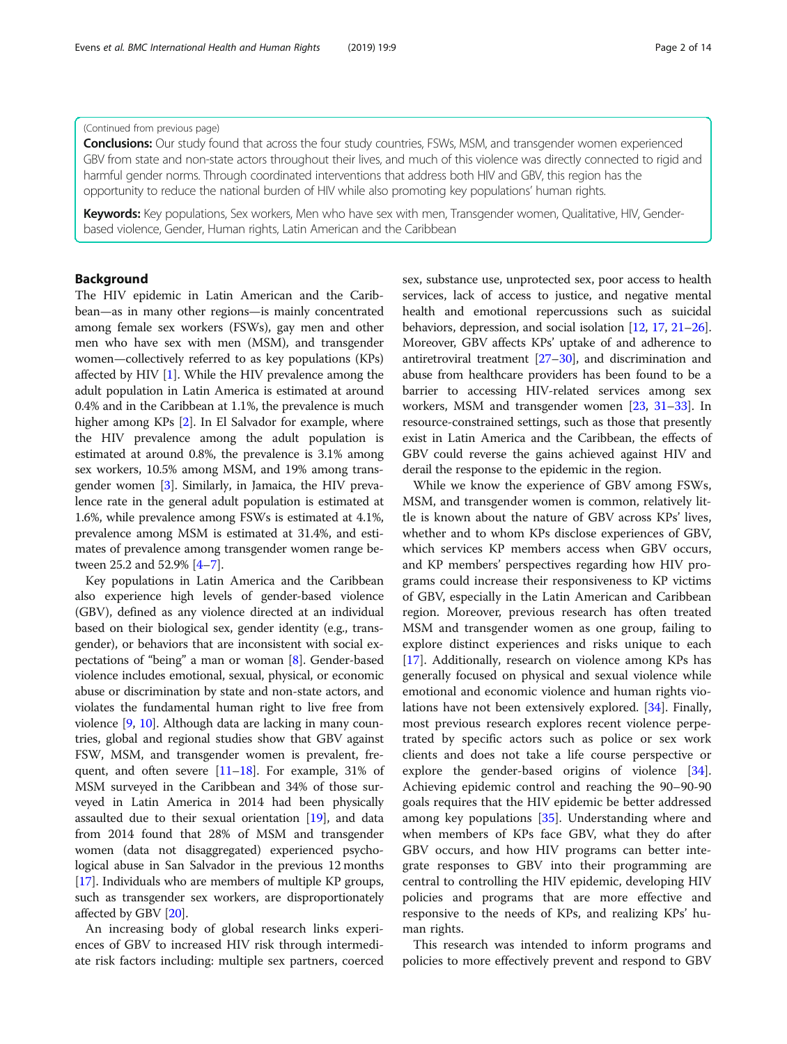(Continued from previous page)

**Conclusions:** Our study found that across the four study countries, FSWs, MSM, and transgender women experienced GBV from state and non-state actors throughout their lives, and much of this violence was directly connected to rigid and harmful gender norms. Through coordinated interventions that address both HIV and GBV, this region has the opportunity to reduce the national burden of HIV while also promoting key populations' human rights.

**Keywords:** Key populations, Sex workers, Men who have sex with men, Transgender women, Qualitative, HIV, Gender-based violence, Gender, Human rights, Latin American and the Caribbean

## Background

The HIV epidemic in Latin American and the Caribbean—as in many other regions—is mainly concentrated among female sex workers (FSWs), gay men and other men who have sex with men (MSM), and transgender women—collectively referred to as key populations (KPs) affected by HIV [1]. While the HIV prevalence among the adult population in Latin America is estimated at around 0.4% and in the Caribbean at 1.1%, the prevalence is much higher among KPs [2]. In El Salvador for example, where the HIV prevalence among the adult population is estimated at around 0.8%, the prevalence is 3.1% among sex workers, 10.5% among MSM, and 19% among transgender women [3]. Similarly, in Jamaica, the HIV prevalence rate in the general adult population is estimated at 1.6%, while prevalence among FSWs is estimated at 4.1%, prevalence among MSM is estimated at 31.4%, and estimates of prevalence among transgender women range between 25.2 and 52.9% [4–7].

Key populations in Latin America and the Caribbean also experience high levels of gender-based violence (GBV), defined as any violence directed at an individual based on their biological sex, gender identity (e.g., transgender), or behaviors that are inconsistent with social expectations of "being" a man or woman [8]. Gender-based violence includes emotional, sexual, physical, or economic abuse or discrimination by state and non-state actors, and violates the fundamental human right to live free from violence [9, 10]. Although data are lacking in many countries, global and regional studies show that GBV against FSW, MSM, and transgender women is prevalent, frequent, and often severe [11–18]. For example, 31% of MSM surveyed in the Caribbean and 34% of those surveyed in Latin America in 2014 had been physically assaulted due to their sexual orientation [19], and data from 2014 found that 28% of MSM and transgender women (data not disaggregated) experienced psychological abuse in San Salvador in the previous 12 months [17]. Individuals who are members of multiple KP groups, such as transgender sex workers, are disproportionately affected by GBV [20].

An increasing body of global research links experiences of GBV to increased HIV risk through intermediate risk factors including: multiple sex partners, coerced sex, substance use, unprotected sex, poor access to health services, lack of access to justice, and negative mental health and emotional repercussions such as suicidal behaviors, depression, and social isolation [12, 17, 21–26]. Moreover, GBV affects KPs' uptake of and adherence to antiretroviral treatment [27–30], and discrimination and abuse from healthcare providers has been found to be a barrier to accessing HIV-related services among sex workers, MSM and transgender women [23, 31–33]. In resource-constrained settings, such as those that presently exist in Latin America and the Caribbean, the effects of GBV could reverse the gains achieved against HIV and derail the response to the epidemic in the region.

While we know the experience of GBV among FSWs, MSM, and transgender women is common, relatively little is known about the nature of GBV across KPs' lives, whether and to whom KPs disclose experiences of GBV, which services KP members access when GBV occurs, and KP members' perspectives regarding how HIV programs could increase their responsiveness to KP victims of GBV, especially in the Latin American and Caribbean region. Moreover, previous research has often treated MSM and transgender women as one group, failing to explore distinct experiences and risks unique to each [17]. Additionally, research on violence among KPs has generally focused on physical and sexual violence while emotional and economic violence and human rights violations have not been extensively explored. [34]. Finally, most previous research explores recent violence perpetrated by specific actors such as police or sex work clients and does not take a life course perspective or explore the gender-based origins of violence [34]. Achieving epidemic control and reaching the 90–90-90 goals requires that the HIV epidemic be better addressed among key populations [35]. Understanding where and when members of KPs face GBV, what they do after GBV occurs, and how HIV programs can better integrate responses to GBV into their programming are central to controlling the HIV epidemic, developing HIV policies and programs that are more effective and responsive to the needs of KPs, and realizing KPs' human rights.

This research was intended to inform programs and policies to more effectively prevent and respond to GBV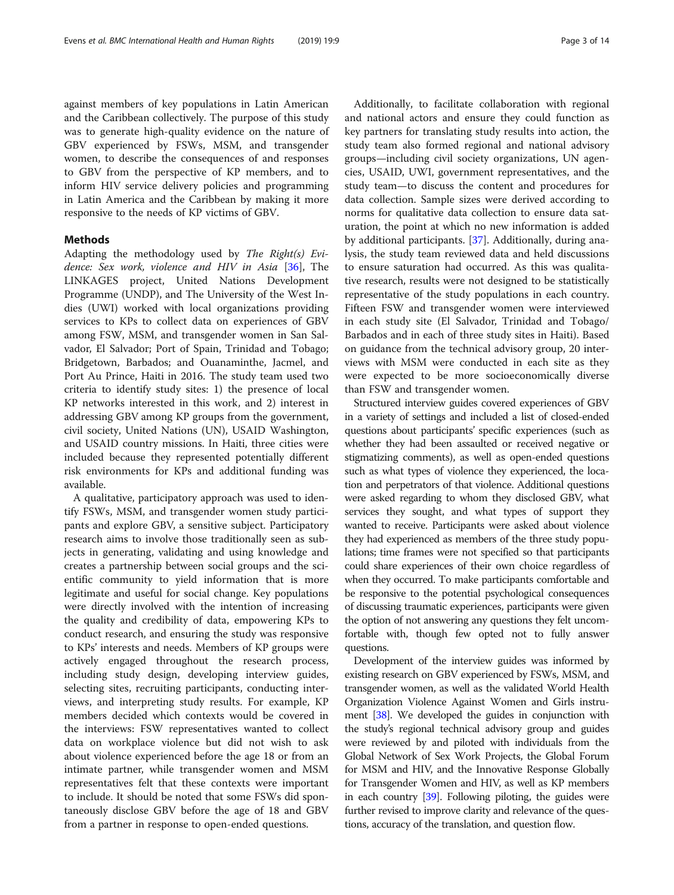against members of key populations in Latin American and the Caribbean collectively. The purpose of this study was to generate high-quality evidence on the nature of GBV experienced by FSWs, MSM, and transgender women, to describe the consequences of and responses to GBV from the perspective of KP members, and to inform HIV service delivery policies and programming in Latin America and the Caribbean by making it more responsive to the needs of KP victims of GBV.

## Methods

Adapting the methodology used by *The Right(s) Evidence: Sex work, violence and HIV in Asia* [36], The LINKAGES project, United Nations Development Programme (UNDP), and The University of the West Indies (UWI) worked with local organizations providing services to KPs to collect data on experiences of GBV among FSW, MSM, and transgender women in San Salvador, El Salvador; Port of Spain, Trinidad and Tobago; Bridgetown, Barbados; and Ouanaminthe, Jacmel, and Port Au Prince, Haiti in 2016. The study team used two criteria to identify study sites: 1) the presence of local KP networks interested in this work, and 2) interest in addressing GBV among KP groups from the government, civil society, United Nations (UN), USAID Washington, and USAID country missions. In Haiti, three cities were included because they represented potentially different risk environments for KPs and additional funding was available.

A qualitative, participatory approach was used to identify FSWs, MSM, and transgender women study participants and explore GBV, a sensitive subject. Participatory research aims to involve those traditionally seen as subjects in generating, validating and using knowledge and creates a partnership between social groups and the scientific community to yield information that is more legitimate and useful for social change. Key populations were directly involved with the intention of increasing the quality and credibility of data, empowering KPs to conduct research, and ensuring the study was responsive to KPs' interests and needs. Members of KP groups were actively engaged throughout the research process, including study design, developing interview guides, selecting sites, recruiting participants, conducting interviews, and interpreting study results. For example, KP members decided which contexts would be covered in the interviews: FSW representatives wanted to collect data on workplace violence but did not wish to ask about violence experienced before the age 18 or from an intimate partner, while transgender women and MSM representatives felt that these contexts were important to include. It should be noted that some FSWs did spontaneously disclose GBV before the age of 18 and GBV from a partner in response to open-ended questions.

Additionally, to facilitate collaboration with regional and national actors and ensure they could function as key partners for translating study results into action, the study team also formed regional and national advisory groups—including civil society organizations, UN agencies, USAID, UWI, government representatives, and the study team—to discuss the content and procedures for data collection. Sample sizes were derived according to norms for qualitative data collection to ensure data saturation, the point at which no new information is added by additional participants. [37]. Additionally, during analysis, the study team reviewed data and held discussions to ensure saturation had occurred. As this was qualitative research, results were not designed to be statistically representative of the study populations in each country. Fifteen FSW and transgender women were interviewed in each study site (El Salvador, Trinidad and Tobago/ Barbados and in each of three study sites in Haiti). Based on guidance from the technical advisory group, 20 interviews with MSM were conducted in each site as they were expected to be more socioeconomically diverse than FSW and transgender women.

Structured interview guides covered experiences of GBV in a variety of settings and included a list of closed-ended questions about participants' specific experiences (such as whether they had been assaulted or received negative or stigmatizing comments), as well as open-ended questions such as what types of violence they experienced, the location and perpetrators of that violence. Additional questions were asked regarding to whom they disclosed GBV, what services they sought, and what types of support they wanted to receive. Participants were asked about violence they had experienced as members of the three study populations; time frames were not specified so that participants could share experiences of their own choice regardless of when they occurred. To make participants comfortable and be responsive to the potential psychological consequences of discussing traumatic experiences, participants were given the option of not answering any questions they felt uncomfortable with, though few opted not to fully answer questions.

Development of the interview guides was informed by existing research on GBV experienced by FSWs, MSM, and transgender women, as well as the validated World Health Organization Violence Against Women and Girls instrument [38]. We developed the guides in conjunction with the study's regional technical advisory group and guides were reviewed by and piloted with individuals from the Global Network of Sex Work Projects, the Global Forum for MSM and HIV, and the Innovative Response Globally for Transgender Women and HIV, as well as KP members in each country [39]. Following piloting, the guides were further revised to improve clarity and relevance of the questions, accuracy of the translation, and question flow.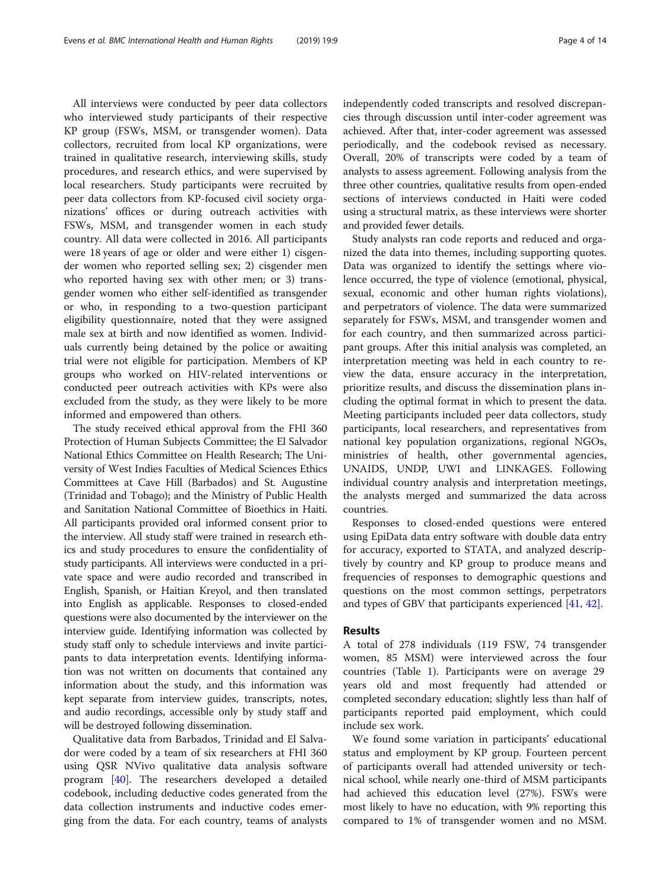All interviews were conducted by peer data collectors who interviewed study participants of their respective KP group (FSWs, MSM, or transgender women). Data collectors, recruited from local KP organizations, were trained in qualitative research, interviewing skills, study procedures, and research ethics, and were supervised by local researchers. Study participants were recruited by peer data collectors from KP-focused civil society organizations' offices or during outreach activities with FSWs, MSM, and transgender women in each study country. All data were collected in 2016. All participants were 18 years of age or older and were either 1) cisgender women who reported selling sex; 2) cisgender men who reported having sex with other men; or 3) transgender women who either self-identified as transgender or who, in responding to a two-question participant eligibility questionnaire, noted that they were assigned male sex at birth and now identified as women. Individuals currently being detained by the police or awaiting trial were not eligible for participation. Members of KP groups who worked on HIV-related interventions or conducted peer outreach activities with KPs were also excluded from the study, as they were likely to be more informed and empowered than others.

The study received ethical approval from the FHI 360 Protection of Human Subjects Committee; the El Salvador National Ethics Committee on Health Research; The University of West Indies Faculties of Medical Sciences Ethics Committees at Cave Hill (Barbados) and St. Augustine (Trinidad and Tobago); and the Ministry of Public Health and Sanitation National Committee of Bioethics in Haiti. All participants provided oral informed consent prior to the interview. All study staff were trained in research ethics and study procedures to ensure the confidentiality of study participants. All interviews were conducted in a private space and were audio recorded and transcribed in English, Spanish, or Haitian Kreyol, and then translated into English as applicable. Responses to closed-ended questions were also documented by the interviewer on the interview guide. Identifying information was collected by study staff only to schedule interviews and invite participants to data interpretation events. Identifying information was not written on documents that contained any information about the study, and this information was kept separate from interview guides, transcripts, notes, and audio recordings, accessible only by study staff and will be destroyed following dissemination.

Qualitative data from Barbados, Trinidad and El Salvador were coded by a team of six researchers at FHI 360 using QSR NVivo qualitative data analysis software program [40]. The researchers developed a detailed codebook, including deductive codes generated from the data collection instruments and inductive codes emerging from the data. For each country, teams of analysts independently coded transcripts and resolved discrepancies through discussion until inter-coder agreement was achieved. After that, inter-coder agreement was assessed periodically, and the codebook revised as necessary. Overall, 20% of transcripts were coded by a team of analysts to assess agreement. Following analysis from the three other countries, qualitative results from open-ended sections of interviews conducted in Haiti were coded using a structural matrix, as these interviews were shorter and provided fewer details.

Study analysts ran code reports and reduced and organized the data into themes, including supporting quotes. Data was organized to identify the settings where violence occurred, the type of violence (emotional, physical, sexual, economic and other human rights violations), and perpetrators of violence. The data were summarized separately for FSWs, MSM, and transgender women and for each country, and then summarized across participant groups. After this initial analysis was completed, an interpretation meeting was held in each country to review the data, ensure accuracy in the interpretation, prioritize results, and discuss the dissemination plans including the optimal format in which to present the data. Meeting participants included peer data collectors, study participants, local researchers, and representatives from national key population organizations, regional NGOs, ministries of health, other governmental agencies, UNAIDS, UNDP, UWI and LINKAGES. Following individual country analysis and interpretation meetings, the analysts merged and summarized the data across countries.

Responses to closed-ended questions were entered using EpiData data entry software with double data entry for accuracy, exported to STATA, and analyzed descriptively by country and KP group to produce means and frequencies of responses to demographic questions and questions on the most common settings, perpetrators and types of GBV that participants experienced [41, 42].

## Results

A total of 278 individuals (119 FSW, 74 transgender women, 85 MSM) were interviewed across the four countries (Table 1). Participants were on average 29 years old and most frequently had attended or completed secondary education; slightly less than half of participants reported paid employment, which could include sex work.

We found some variation in participants' educational status and employment by KP group. Fourteen percent of participants overall had attended university or technical school, while nearly one-third of MSM participants had achieved this education level (27%). FSWs were most likely to have no education, with 9% reporting this compared to 1% of transgender women and no MSM.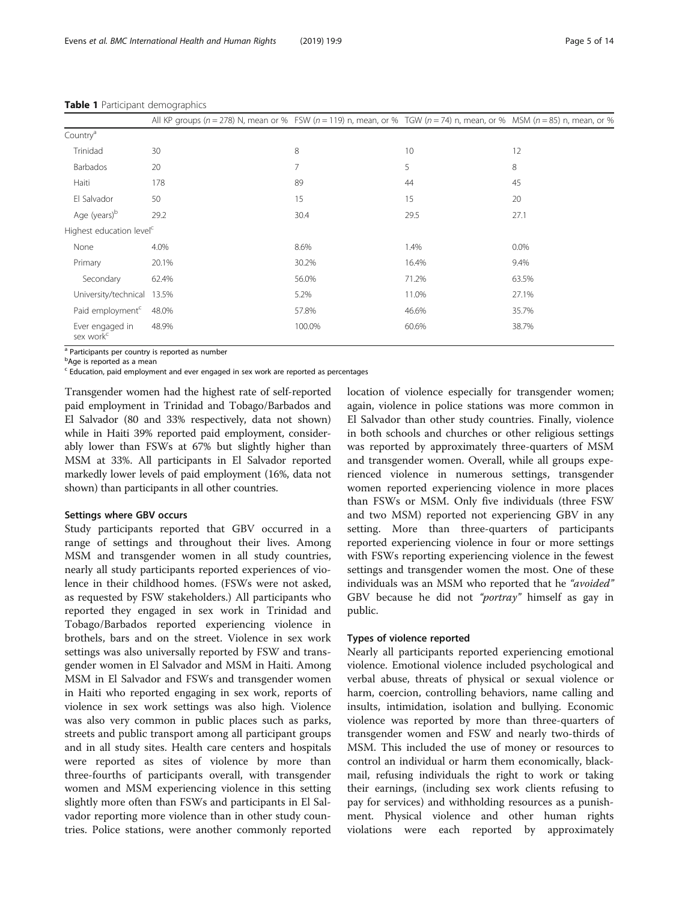**Table 1** Participant demographics

| | All KP groups ($n = 278$) N, mean or % | FSW ($n = 119$) n, mean, or % | TGW ($n = 74$) n, mean, or % | MSM ($n = 85$) n, mean, or % |
|---|---|---|---|---|
| Country[a] | | | | |
| Trinidad | 30 | 8 | 10 | 12 |
| Barbados | 20 | 7 | 5 | 8 |
| Haiti | 178 | 89 | 44 | 45 |
| El Salvador | 50 | 15 | 15 | 20 |
| Age (years)[b] | 29.2 | 30.4 | 29.5 | 27.1 |
| Highest education level[c] | | | | |
| None | 4.0% | 8.6% | 1.4% | 0.0% |
| Primary | 20.1% | 30.2% | 16.4% | 9.4% |
| Secondary | 62.4% | 56.0% | 71.2% | 63.5% |
| University/technical | 13.5% | 5.2% | 11.0% | 27.1% |
| Paid employment[c] | 48.0% | 57.8% | 46.6% | 35.7% |
| Ever engaged in sex work[c] | 48.9% | 100.0% | 60.6% | 38.7% |

[a] Participants per country is reported as number
[b] Age is reported as a mean
[c] Education, paid employment and ever engaged in sex work are reported as percentages

Transgender women had the highest rate of self-reported paid employment in Trinidad and Tobago/Barbados and El Salvador (80 and 33% respectively, data not shown) while in Haiti 39% reported paid employment, considerably lower than FSWs at 67% but slightly higher than MSM at 33%. All participants in El Salvador reported markedly lower levels of paid employment (16%, data not shown) than participants in all other countries.

#### Settings where GBV occurs

Study participants reported that GBV occurred in a range of settings and throughout their lives. Among MSM and transgender women in all study countries, nearly all study participants reported experiences of violence in their childhood homes. (FSWs were not asked, as requested by FSW stakeholders.) All participants who reported they engaged in sex work in Trinidad and Tobago/Barbados reported experiencing violence in brothels, bars and on the street. Violence in sex work settings was also universally reported by FSW and transgender women in El Salvador and MSM in Haiti. Among MSM in El Salvador and FSWs and transgender women in Haiti who reported engaging in sex work, reports of violence in sex work settings was also high. Violence was also very common in public places such as parks, streets and public transport among all participant groups and in all study sites. Health care centers and hospitals were reported as sites of violence by more than three-fourths of participants overall, with transgender women and MSM experiencing violence in this setting slightly more often than FSWs and participants in El Salvador reporting more violence than in other study countries. Police stations, were another commonly reported location of violence especially for transgender women; again, violence in police stations was more common in El Salvador than other study countries. Finally, violence in both schools and churches or other religious settings was reported by approximately three-quarters of MSM and transgender women. Overall, while all groups experienced violence in numerous settings, transgender women reported experiencing violence in more places than FSWs or MSM. Only five individuals (three FSW and two MSM) reported not experiencing GBV in any setting. More than three-quarters of participants reported experiencing violence in four or more settings with FSWs reporting experiencing violence in the fewest settings and transgender women the most. One of these individuals was an MSM who reported that he *"avoided"* GBV because he did not *"portray"* himself as gay in public.

#### Types of violence reported

Nearly all participants reported experiencing emotional violence. Emotional violence included psychological and verbal abuse, threats of physical or sexual violence or harm, coercion, controlling behaviors, name calling and insults, intimidation, isolation and bullying. Economic violence was reported by more than three-quarters of transgender women and FSW and nearly two-thirds of MSM. This included the use of money or resources to control an individual or harm them economically, blackmail, refusing individuals the right to work or taking their earnings, (including sex work clients refusing to pay for services) and withholding resources as a punishment. Physical violence and other human rights violations were each reported by approximately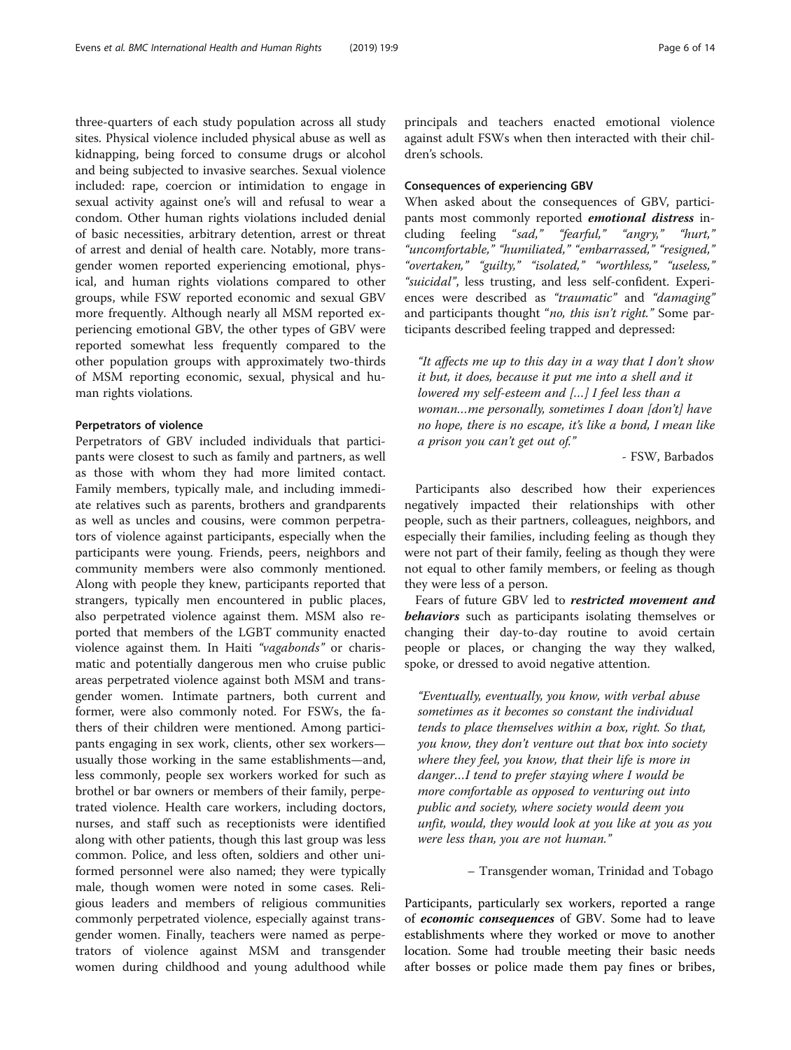three-quarters of each study population across all study sites. Physical violence included physical abuse as well as kidnapping, being forced to consume drugs or alcohol and being subjected to invasive searches. Sexual violence included: rape, coercion or intimidation to engage in sexual activity against one's will and refusal to wear a condom. Other human rights violations included denial of basic necessities, arbitrary detention, arrest or threat of arrest and denial of health care. Notably, more transgender women reported experiencing emotional, physical, and human rights violations compared to other groups, while FSW reported economic and sexual GBV more frequently. Although nearly all MSM reported experiencing emotional GBV, the other types of GBV were reported somewhat less frequently compared to the other population groups with approximately two-thirds of MSM reporting economic, sexual, physical and human rights violations.

#### Perpetrators of violence

Perpetrators of GBV included individuals that participants were closest to such as family and partners, as well as those with whom they had more limited contact. Family members, typically male, and including immediate relatives such as parents, brothers and grandparents as well as uncles and cousins, were common perpetrators of violence against participants, especially when the participants were young. Friends, peers, neighbors and community members were also commonly mentioned. Along with people they knew, participants reported that strangers, typically men encountered in public places, also perpetrated violence against them. MSM also reported that members of the LGBT community enacted violence against them. In Haiti *"vagabonds"* or charismatic and potentially dangerous men who cruise public areas perpetrated violence against both MSM and transgender women. Intimate partners, both current and former, were also commonly noted. For FSWs, the fathers of their children were mentioned. Among participants engaging in sex work, clients, other sex workers—usually those working in the same establishments—and, less commonly, people sex workers worked for such as brothel or bar owners or members of their family, perpetrated violence. Health care workers, including doctors, nurses, and staff such as receptionists were identified along with other patients, though this last group was less common. Police, and less often, soldiers and other uniformed personnel were also named; they were typically male, though women were noted in some cases. Religious leaders and members of religious communities commonly perpetrated violence, especially against transgender women. Finally, teachers were named as perpetrators of violence against MSM and transgender women during childhood and young adulthood while principals and teachers enacted emotional violence against adult FSWs when then interacted with their children's schools.

#### Consequences of experiencing GBV

When asked about the consequences of GBV, participants most commonly reported ***emotional distress*** including feeling *"sad," "fearful," "angry," "hurt," "uncomfortable," "humiliated," "embarrassed," "resigned," "overtaken," "guilty," "isolated," "worthless," "useless," "suicidal"*, less trusting, and less self-confident. Experiences were described as *"traumatic"* and *"damaging"* and participants thought *"no, this isn't right."* Some participants described feeling trapped and depressed:

> *"It affects me up to this day in a way that I don't show it but, it does, because it put me into a shell and it lowered my self-esteem and [...] I feel less than a woman…me personally, sometimes I doan [don't] have no hope, there is no escape, it's like a bond, I mean like a prison you can't get out of."*
>
> - FSW, Barbados

Participants also described how their experiences negatively impacted their relationships with other people, such as their partners, colleagues, neighbors, and especially their families, including feeling as though they were not part of their family, feeling as though they were not equal to other family members, or feeling as though they were less of a person.

Fears of future GBV led to ***restricted movement and behaviors*** such as participants isolating themselves or changing their day-to-day routine to avoid certain people or places, or changing the way they walked, spoke, or dressed to avoid negative attention.

> *"Eventually, eventually, you know, with verbal abuse sometimes as it becomes so constant the individual tends to place themselves within a box, right. So that, you know, they don't venture out that box into society where they feel, you know, that their life is more in danger…I tend to prefer staying where I would be more comfortable as opposed to venturing out into public and society, where society would deem you unfit, would, they would look at you like at you as you were less than, you are not human."*
>
> – Transgender woman, Trinidad and Tobago

Participants, particularly sex workers, reported a range of ***economic consequences*** of GBV. Some had to leave establishments where they worked or move to another location. Some had trouble meeting their basic needs after bosses or police made them pay fines or bribes,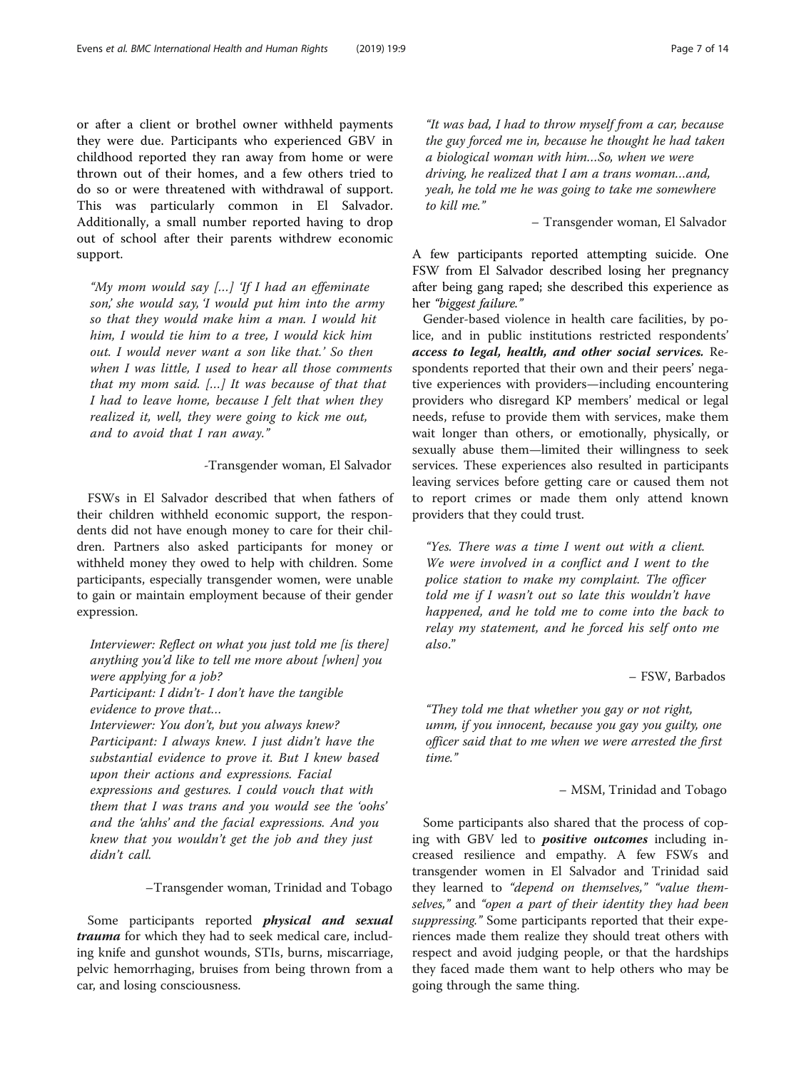or after a client or brothel owner withheld payments they were due. Participants who experienced GBV in childhood reported they ran away from home or were thrown out of their homes, and a few others tried to do so or were threatened with withdrawal of support. This was particularly common in El Salvador. Additionally, a small number reported having to drop out of school after their parents withdrew economic support.

> "My mom would say […] 'If I had an effeminate son,' she would say, 'I would put him into the army so that they would make him a man. I would hit him, I would tie him to a tree, I would kick him out. I would never want a son like that.' So then when I was little, I used to hear all those comments that my mom said. […] It was because of that that I had to leave home, because I felt that when they realized it, well, they were going to kick me out, and to avoid that I ran away."
>
> -Transgender woman, El Salvador

FSWs in El Salvador described that when fathers of their children withheld economic support, the respondents did not have enough money to care for their children. Partners also asked participants for money or withheld money they owed to help with children. Some participants, especially transgender women, were unable to gain or maintain employment because of their gender expression.

> *Interviewer: Reflect on what you just told me [is there] anything you'd like to tell me more about [when] you were applying for a job?*
> *Participant: I didn't- I don't have the tangible evidence to prove that…*
> *Interviewer: You don't, but you always knew?*
> *Participant: I always knew. I just didn't have the substantial evidence to prove it. But I knew based upon their actions and expressions. Facial expressions and gestures. I could vouch that with them that I was trans and you would see the 'oohs' and the 'ahhs' and the facial expressions. And you knew that you wouldn't get the job and they just didn't call.*
>
> –Transgender woman, Trinidad and Tobago

Some participants reported ***physical and sexual trauma*** for which they had to seek medical care, including knife and gunshot wounds, STIs, burns, miscarriage, pelvic hemorrhaging, bruises from being thrown from a car, and losing consciousness.

> "It was bad, I had to throw myself from a car, because the guy forced me in, because he thought he had taken a biological woman with him…So, when we were driving, he realized that I am a trans woman…and, yeah, he told me he was going to take me somewhere to kill me."
>
> – Transgender woman, El Salvador

A few participants reported attempting suicide. One FSW from El Salvador described losing her pregnancy after being gang raped; she described this experience as her *"biggest failure."*

Gender-based violence in health care facilities, by police, and in public institutions restricted respondents' ***access to legal, health, and other social services.*** Respondents reported that their own and their peers' negative experiences with providers—including encountering providers who disregard KP members' medical or legal needs, refuse to provide them with services, make them wait longer than others, or emotionally, physically, or sexually abuse them—limited their willingness to seek services. These experiences also resulted in participants leaving services before getting care or caused them not to report crimes or made them only attend known providers that they could trust.

> "Yes. There was a time I went out with a client. We were involved in a conflict and I went to the police station to make my complaint. The officer told me if I wasn't out so late this wouldn't have happened, and he told me to come into the back to relay my statement, and he forced his self onto me also."
>
> – FSW, Barbados

> "They told me that whether you gay or not right, umm, if you innocent, because you gay you guilty, one officer said that to me when we were arrested the first time."
>
> – MSM, Trinidad and Tobago

Some participants also shared that the process of coping with GBV led to ***positive outcomes*** including increased resilience and empathy. A few FSWs and transgender women in El Salvador and Trinidad said they learned to *"depend on themselves," "value themselves,"* and *"open a part of their identity they had been suppressing."* Some participants reported that their experiences made them realize they should treat others with respect and avoid judging people, or that the hardships they faced made them want to help others who may be going through the same thing.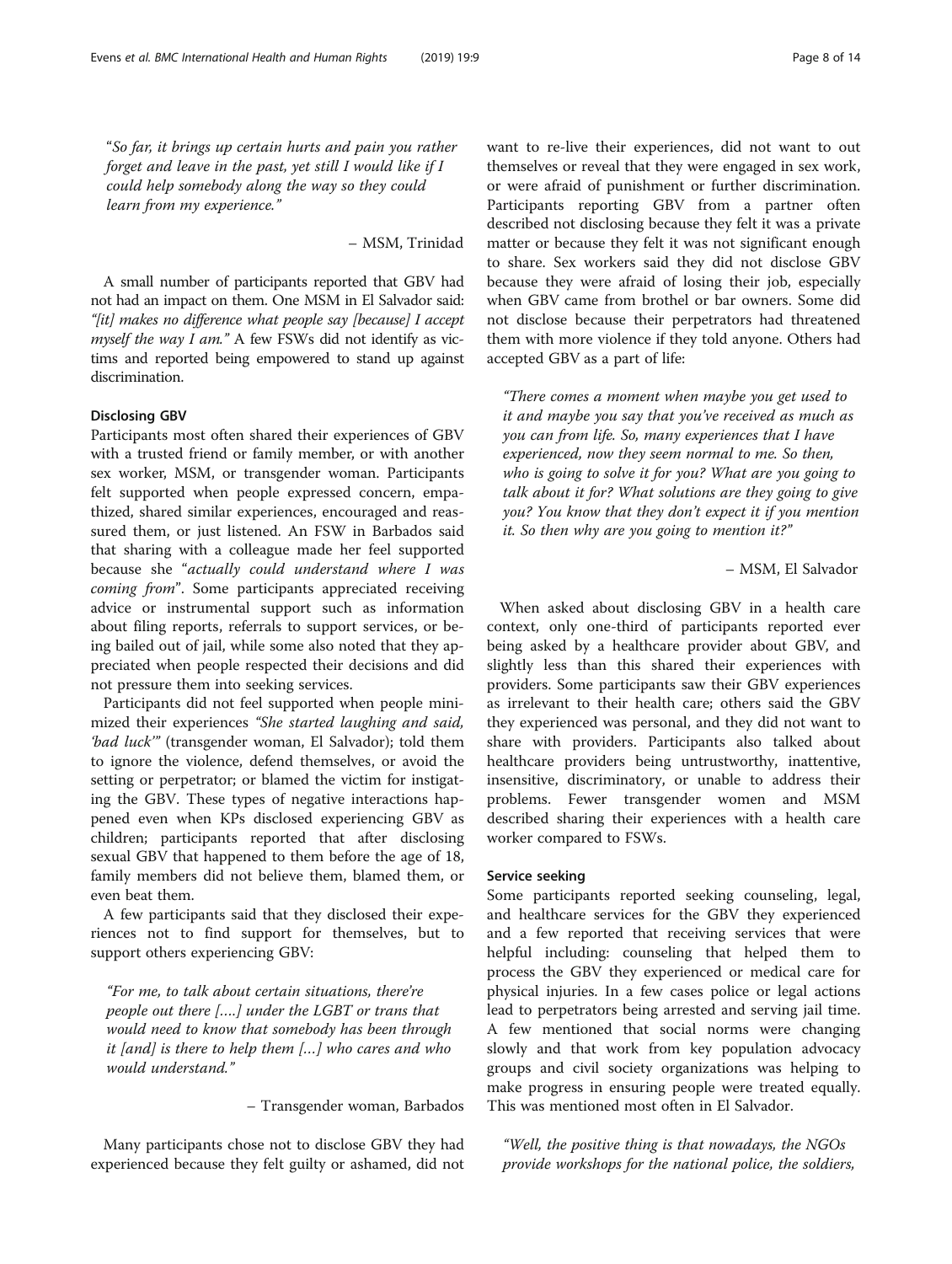"*So far, it brings up certain hurts and pain you rather forget and leave in the past, yet still I would like if I could help somebody along the way so they could learn from my experience.*"

– MSM, Trinidad

A small number of participants reported that GBV had not had an impact on them. One MSM in El Salvador said: "*[it] makes no difference what people say [because] I accept myself the way I am.*" A few FSWs did not identify as victims and reported being empowered to stand up against discrimination.

### Disclosing GBV

Participants most often shared their experiences of GBV with a trusted friend or family member, or with another sex worker, MSM, or transgender woman. Participants felt supported when people expressed concern, empathized, shared similar experiences, encouraged and reassured them, or just listened. An FSW in Barbados said that sharing with a colleague made her feel supported because she "*actually could understand where I was coming from*". Some participants appreciated receiving advice or instrumental support such as information about filing reports, referrals to support services, or being bailed out of jail, while some also noted that they appreciated when people respected their decisions and did not pressure them into seeking services.

Participants did not feel supported when people minimized their experiences "*She started laughing and said, 'bad luck'*" (transgender woman, El Salvador); told them to ignore the violence, defend themselves, or avoid the setting or perpetrator; or blamed the victim for instigating the GBV. These types of negative interactions happened even when KPs disclosed experiencing GBV as children; participants reported that after disclosing sexual GBV that happened to them before the age of 18, family members did not believe them, blamed them, or even beat them.

A few participants said that they disclosed their experiences not to find support for themselves, but to support others experiencing GBV:

"*For me, to talk about certain situations, there're people out there [….] under the LGBT or trans that would need to know that somebody has been through it [and] is there to help them […] who cares and who would understand.*"

– Transgender woman, Barbados

Many participants chose not to disclose GBV they had experienced because they felt guilty or ashamed, did not want to re-live their experiences, did not want to out themselves or reveal that they were engaged in sex work, or were afraid of punishment or further discrimination. Participants reporting GBV from a partner often described not disclosing because they felt it was a private matter or because they felt it was not significant enough to share. Sex workers said they did not disclose GBV because they were afraid of losing their job, especially when GBV came from brothel or bar owners. Some did not disclose because their perpetrators had threatened them with more violence if they told anyone. Others had accepted GBV as a part of life:

"*There comes a moment when maybe you get used to it and maybe you say that you've received as much as you can from life. So, many experiences that I have experienced, now they seem normal to me. So then, who is going to solve it for you? What are you going to talk about it for? What solutions are they going to give you? You know that they don't expect it if you mention it. So then why are you going to mention it?*"

– MSM, El Salvador

When asked about disclosing GBV in a health care context, only one-third of participants reported ever being asked by a healthcare provider about GBV, and slightly less than this shared their experiences with providers. Some participants saw their GBV experiences as irrelevant to their health care; others said the GBV they experienced was personal, and they did not want to share with providers. Participants also talked about healthcare providers being untrustworthy, inattentive, insensitive, discriminatory, or unable to address their problems. Fewer transgender women and MSM described sharing their experiences with a health care worker compared to FSWs.

### Service seeking

Some participants reported seeking counseling, legal, and healthcare services for the GBV they experienced and a few reported that receiving services that were helpful including: counseling that helped them to process the GBV they experienced or medical care for physical injuries. In a few cases police or legal actions lead to perpetrators being arrested and serving jail time. A few mentioned that social norms were changing slowly and that work from key population advocacy groups and civil society organizations was helping to make progress in ensuring people were treated equally. This was mentioned most often in El Salvador.

"*Well, the positive thing is that nowadays, the NGOs provide workshops for the national police, the soldiers,*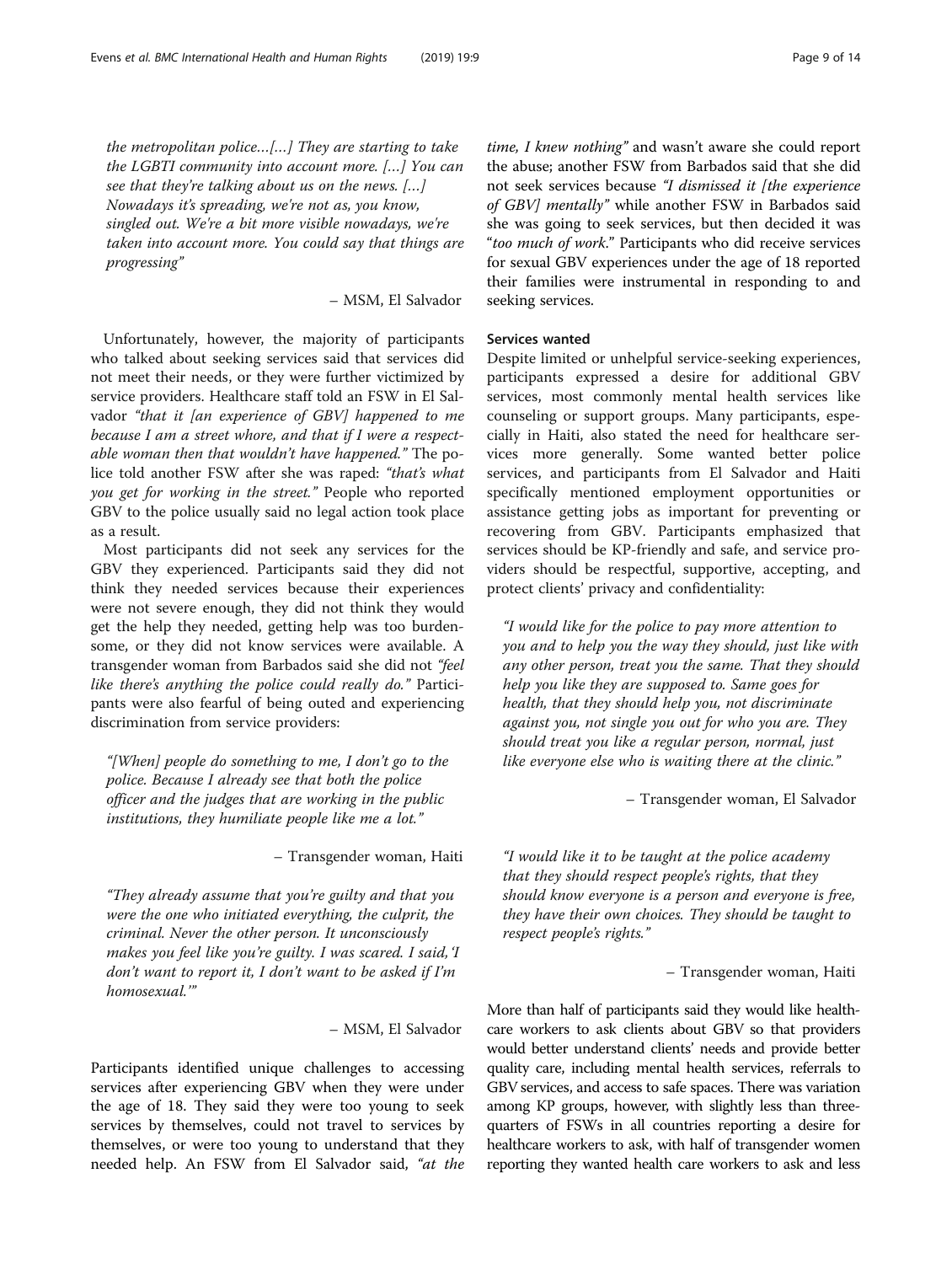*the metropolitan police…[…] They are starting to take the LGBTI community into account more. […] You can see that they're talking about us on the news. […] Nowadays it's spreading, we're not as, you know, singled out. We're a bit more visible nowadays, we're taken into account more. You could say that things are progressing"*

– MSM, El Salvador

Unfortunately, however, the majority of participants who talked about seeking services said that services did not meet their needs, or they were further victimized by service providers. Healthcare staff told an FSW in El Salvador *"that it [an experience of GBV] happened to me because I am a street whore, and that if I were a respectable woman then that wouldn't have happened."* The police told another FSW after she was raped: *"that's what you get for working in the street."* People who reported GBV to the police usually said no legal action took place as a result.

Most participants did not seek any services for the GBV they experienced. Participants said they did not think they needed services because their experiences were not severe enough, they did not think they would get the help they needed, getting help was too burdensome, or they did not know services were available. A transgender woman from Barbados said she did not *"feel like there's anything the police could really do."* Participants were also fearful of being outed and experiencing discrimination from service providers:

> *"[When] people do something to me, I don't go to the police. Because I already see that both the police officer and the judges that are working in the public institutions, they humiliate people like me a lot."*
>
> – Transgender woman, Haiti

> *"They already assume that you're guilty and that you were the one who initiated everything, the culprit, the criminal. Never the other person. It unconsciously makes you feel like you're guilty. I was scared. I said, 'I don't want to report it, I don't want to be asked if I'm homosexual.'"*
>
> – MSM, El Salvador

Participants identified unique challenges to accessing services after experiencing GBV when they were under the age of 18. They said they were too young to seek services by themselves, could not travel to services by themselves, or were too young to understand that they needed help. An FSW from El Salvador said, *"at the time, I knew nothing"* and wasn't aware she could report the abuse; another FSW from Barbados said that she did not seek services because *"I dismissed it [the experience of GBV] mentally"* while another FSW in Barbados said she was going to seek services, but then decided it was "*too much of work*." Participants who did receive services for sexual GBV experiences under the age of 18 reported their families were instrumental in responding to and seeking services.

#### Services wanted

Despite limited or unhelpful service-seeking experiences, participants expressed a desire for additional GBV services, most commonly mental health services like counseling or support groups. Many participants, especially in Haiti, also stated the need for healthcare services more generally. Some wanted better police services, and participants from El Salvador and Haiti specifically mentioned employment opportunities or assistance getting jobs as important for preventing or recovering from GBV. Participants emphasized that services should be KP-friendly and safe, and service providers should be respectful, supportive, accepting, and protect clients' privacy and confidentiality:

> *"I would like for the police to pay more attention to you and to help you the way they should, just like with any other person, treat you the same. That they should help you like they are supposed to. Same goes for health, that they should help you, not discriminate against you, not single you out for who you are. They should treat you like a regular person, normal, just like everyone else who is waiting there at the clinic."*
>
> – Transgender woman, El Salvador

> *"I would like it to be taught at the police academy that they should respect people's rights, that they should know everyone is a person and everyone is free, they have their own choices. They should be taught to respect people's rights."*
>
> – Transgender woman, Haiti

More than half of participants said they would like healthcare workers to ask clients about GBV so that providers would better understand clients' needs and provide better quality care, including mental health services, referrals to GBV services, and access to safe spaces. There was variation among KP groups, however, with slightly less than three-quarters of FSWs in all countries reporting a desire for healthcare workers to ask, with half of transgender women reporting they wanted health care workers to ask and less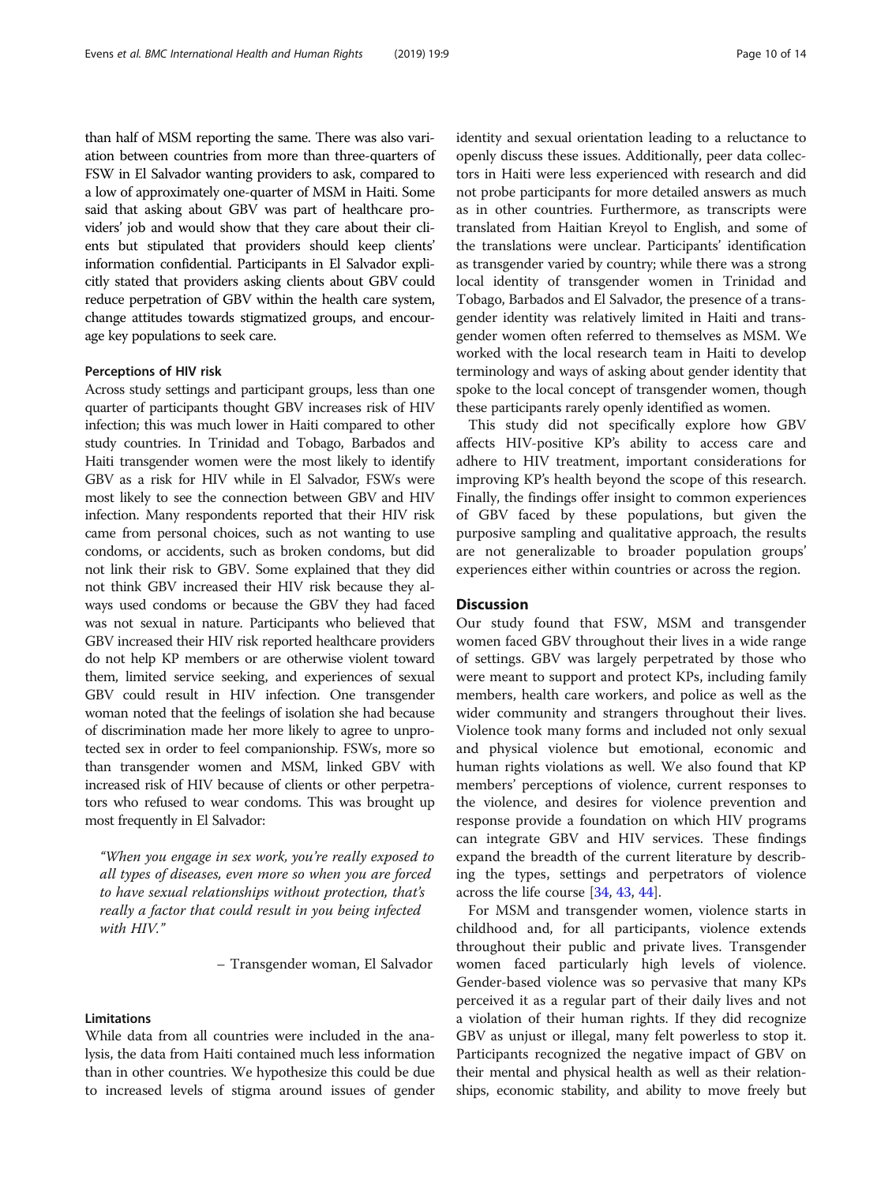than half of MSM reporting the same. There was also variation between countries from more than three-quarters of FSW in El Salvador wanting providers to ask, compared to a low of approximately one-quarter of MSM in Haiti. Some said that asking about GBV was part of healthcare providers' job and would show that they care about their clients but stipulated that providers should keep clients' information confidential. Participants in El Salvador explicitly stated that providers asking clients about GBV could reduce perpetration of GBV within the health care system, change attitudes towards stigmatized groups, and encourage key populations to seek care.

#### Perceptions of HIV risk

Across study settings and participant groups, less than one quarter of participants thought GBV increases risk of HIV infection; this was much lower in Haiti compared to other study countries. In Trinidad and Tobago, Barbados and Haiti transgender women were the most likely to identify GBV as a risk for HIV while in El Salvador, FSWs were most likely to see the connection between GBV and HIV infection. Many respondents reported that their HIV risk came from personal choices, such as not wanting to use condoms, or accidents, such as broken condoms, but did not link their risk to GBV. Some explained that they did not think GBV increased their HIV risk because they always used condoms or because the GBV they had faced was not sexual in nature. Participants who believed that GBV increased their HIV risk reported healthcare providers do not help KP members or are otherwise violent toward them, limited service seeking, and experiences of sexual GBV could result in HIV infection. One transgender woman noted that the feelings of isolation she had because of discrimination made her more likely to agree to unprotected sex in order to feel companionship. FSWs, more so than transgender women and MSM, linked GBV with increased risk of HIV because of clients or other perpetrators who refused to wear condoms. This was brought up most frequently in El Salvador:

> "When you engage in sex work, you're really exposed to all types of diseases, even more so when you are forced to have sexual relationships without protection, that's really a factor that could result in you being infected with HIV."
>
> – Transgender woman, El Salvador

#### Limitations

While data from all countries were included in the analysis, the data from Haiti contained much less information than in other countries. We hypothesize this could be due to increased levels of stigma around issues of gender identity and sexual orientation leading to a reluctance to openly discuss these issues. Additionally, peer data collectors in Haiti were less experienced with research and did not probe participants for more detailed answers as much as in other countries. Furthermore, as transcripts were translated from Haitian Kreyol to English, and some of the translations were unclear. Participants' identification as transgender varied by country; while there was a strong local identity of transgender women in Trinidad and Tobago, Barbados and El Salvador, the presence of a transgender identity was relatively limited in Haiti and transgender women often referred to themselves as MSM. We worked with the local research team in Haiti to develop terminology and ways of asking about gender identity that spoke to the local concept of transgender women, though these participants rarely openly identified as women.

This study did not specifically explore how GBV affects HIV-positive KP's ability to access care and adhere to HIV treatment, important considerations for improving KP's health beyond the scope of this research. Finally, the findings offer insight to common experiences of GBV faced by these populations, but given the purposive sampling and qualitative approach, the results are not generalizable to broader population groups' experiences either within countries or across the region.

## Discussion

Our study found that FSW, MSM and transgender women faced GBV throughout their lives in a wide range of settings. GBV was largely perpetrated by those who were meant to support and protect KPs, including family members, health care workers, and police as well as the wider community and strangers throughout their lives. Violence took many forms and included not only sexual and physical violence but emotional, economic and human rights violations as well. We also found that KP members' perceptions of violence, current responses to the violence, and desires for violence prevention and response provide a foundation on which HIV programs can integrate GBV and HIV services. These findings expand the breadth of the current literature by describing the types, settings and perpetrators of violence across the life course [34, 43, 44].

For MSM and transgender women, violence starts in childhood and, for all participants, violence extends throughout their public and private lives. Transgender women faced particularly high levels of violence. Gender-based violence was so pervasive that many KPs perceived it as a regular part of their daily lives and not a violation of their human rights. If they did recognize GBV as unjust or illegal, many felt powerless to stop it. Participants recognized the negative impact of GBV on their mental and physical health as well as their relationships, economic stability, and ability to move freely but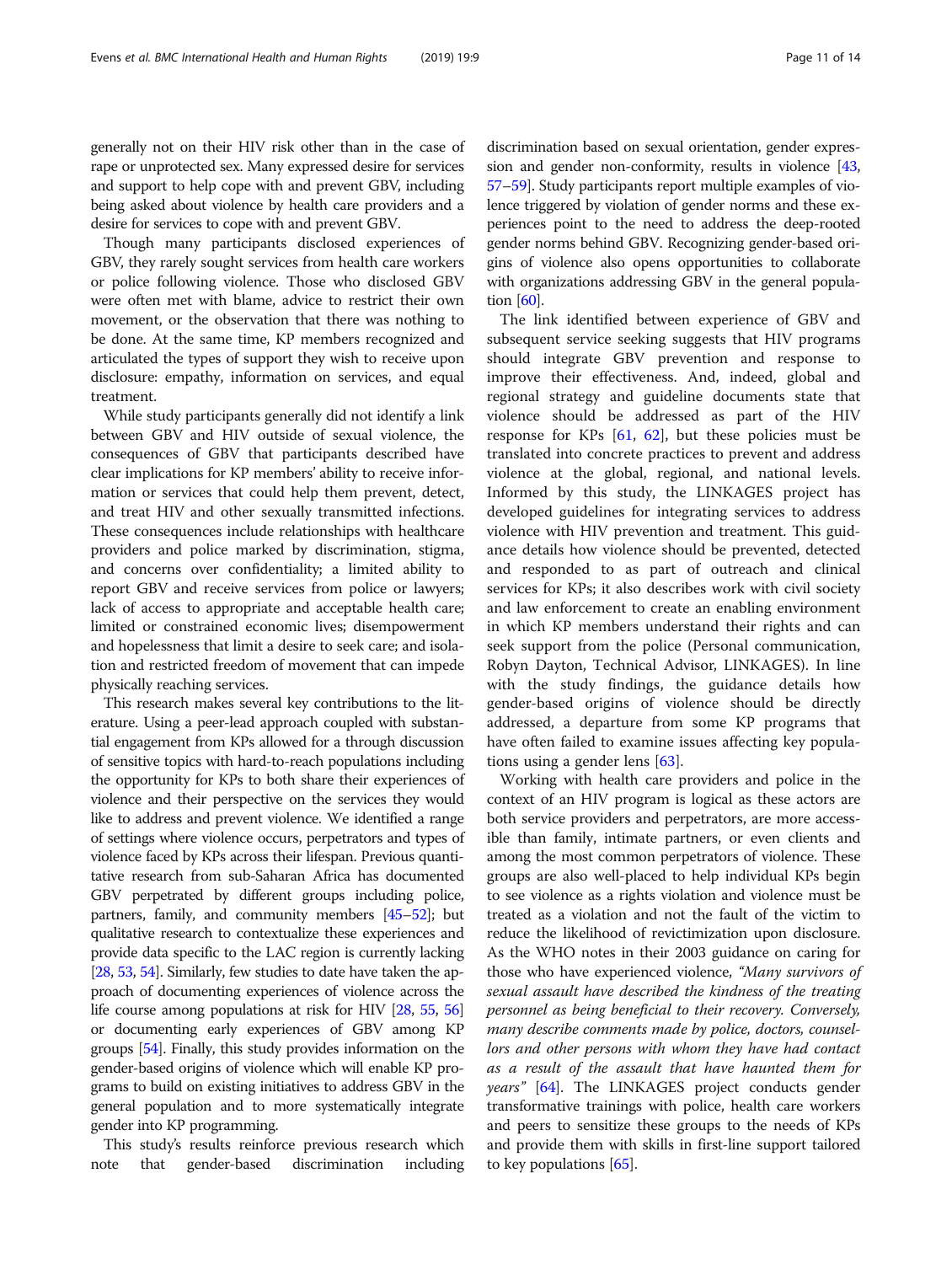generally not on their HIV risk other than in the case of rape or unprotected sex. Many expressed desire for services and support to help cope with and prevent GBV, including being asked about violence by health care providers and a desire for services to cope with and prevent GBV.

Though many participants disclosed experiences of GBV, they rarely sought services from health care workers or police following violence. Those who disclosed GBV were often met with blame, advice to restrict their own movement, or the observation that there was nothing to be done. At the same time, KP members recognized and articulated the types of support they wish to receive upon disclosure: empathy, information on services, and equal treatment.

While study participants generally did not identify a link between GBV and HIV outside of sexual violence, the consequences of GBV that participants described have clear implications for KP members' ability to receive information or services that could help them prevent, detect, and treat HIV and other sexually transmitted infections. These consequences include relationships with healthcare providers and police marked by discrimination, stigma, and concerns over confidentiality; a limited ability to report GBV and receive services from police or lawyers; lack of access to appropriate and acceptable health care; limited or constrained economic lives; disempowerment and hopelessness that limit a desire to seek care; and isolation and restricted freedom of movement that can impede physically reaching services.

This research makes several key contributions to the literature. Using a peer-lead approach coupled with substantial engagement from KPs allowed for a through discussion of sensitive topics with hard-to-reach populations including the opportunity for KPs to both share their experiences of violence and their perspective on the services they would like to address and prevent violence. We identified a range of settings where violence occurs, perpetrators and types of violence faced by KPs across their lifespan. Previous quantitative research from sub-Saharan Africa has documented GBV perpetrated by different groups including police, partners, family, and community members [45–52]; but qualitative research to contextualize these experiences and provide data specific to the LAC region is currently lacking [28, 53, 54]. Similarly, few studies to date have taken the approach of documenting experiences of violence across the life course among populations at risk for HIV [28, 55, 56] or documenting early experiences of GBV among KP groups [54]. Finally, this study provides information on the gender-based origins of violence which will enable KP programs to build on existing initiatives to address GBV in the general population and to more systematically integrate gender into KP programming.

This study's results reinforce previous research which note that gender-based discrimination including discrimination based on sexual orientation, gender expression and gender non-conformity, results in violence [43, 57–59]. Study participants report multiple examples of violence triggered by violation of gender norms and these experiences point to the need to address the deep-rooted gender norms behind GBV. Recognizing gender-based origins of violence also opens opportunities to collaborate with organizations addressing GBV in the general population [60].

The link identified between experience of GBV and subsequent service seeking suggests that HIV programs should integrate GBV prevention and response to improve their effectiveness. And, indeed, global and regional strategy and guideline documents state that violence should be addressed as part of the HIV response for KPs [61, 62], but these policies must be translated into concrete practices to prevent and address violence at the global, regional, and national levels. Informed by this study, the LINKAGES project has developed guidelines for integrating services to address violence with HIV prevention and treatment. This guidance details how violence should be prevented, detected and responded to as part of outreach and clinical services for KPs; it also describes work with civil society and law enforcement to create an enabling environment in which KP members understand their rights and can seek support from the police (Personal communication, Robyn Dayton, Technical Advisor, LINKAGES). In line with the study findings, the guidance details how gender-based origins of violence should be directly addressed, a departure from some KP programs that have often failed to examine issues affecting key populations using a gender lens [63].

Working with health care providers and police in the context of an HIV program is logical as these actors are both service providers and perpetrators, are more accessible than family, intimate partners, or even clients and among the most common perpetrators of violence. These groups are also well-placed to help individual KPs begin to see violence as a rights violation and violence must be treated as a violation and not the fault of the victim to reduce the likelihood of revictimization upon disclosure. As the WHO notes in their 2003 guidance on caring for those who have experienced violence, *"Many survivors of sexual assault have described the kindness of the treating personnel as being beneficial to their recovery. Conversely, many describe comments made by police, doctors, counsellors and other persons with whom they have had contact as a result of the assault that have haunted them for years"* [64]. The LINKAGES project conducts gender transformative trainings with police, health care workers and peers to sensitize these groups to the needs of KPs and provide them with skills in first-line support tailored to key populations [65].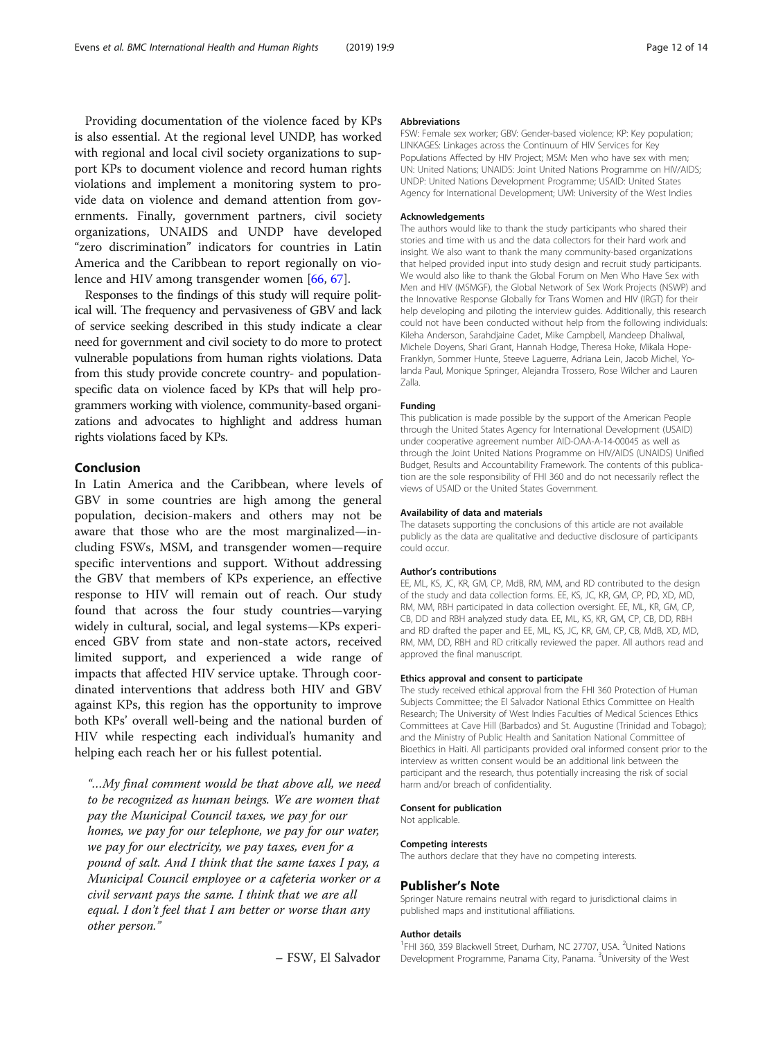Providing documentation of the violence faced by KPs is also essential. At the regional level UNDP, has worked with regional and local civil society organizations to support KPs to document violence and record human rights violations and implement a monitoring system to provide data on violence and demand attention from governments. Finally, government partners, civil society organizations, UNAIDS and UNDP have developed "zero discrimination" indicators for countries in Latin America and the Caribbean to report regionally on violence and HIV among transgender women [66, 67].

Responses to the findings of this study will require political will. The frequency and pervasiveness of GBV and lack of service seeking described in this study indicate a clear need for government and civil society to do more to protect vulnerable populations from human rights violations. Data from this study provide concrete country- and population-specific data on violence faced by KPs that will help programmers working with violence, community-based organizations and advocates to highlight and address human rights violations faced by KPs.

## Conclusion

In Latin America and the Caribbean, where levels of GBV in some countries are high among the general population, decision-makers and others may not be aware that those who are the most marginalized—including FSWs, MSM, and transgender women—require specific interventions and support. Without addressing the GBV that members of KPs experience, an effective response to HIV will remain out of reach. Our study found that across the four study countries—varying widely in cultural, social, and legal systems—KPs experienced GBV from state and non-state actors, received limited support, and experienced a wide range of impacts that affected HIV service uptake. Through coordinated interventions that address both HIV and GBV against KPs, this region has the opportunity to improve both KPs' overall well-being and the national burden of HIV while respecting each individual's humanity and helping each reach her or his fullest potential.

> *"...My final comment would be that above all, we need to be recognized as human beings. We are women that pay the Municipal Council taxes, we pay for our homes, we pay for our telephone, we pay for our water, we pay for our electricity, we pay taxes, even for a pound of salt. And I think that the same taxes I pay, a Municipal Council employee or a cafeteria worker or a civil servant pays the same. I think that we are all equal. I don't feel that I am better or worse than any other person."*
>
> – FSW, El Salvador

#### Abbreviations

FSW: Female sex worker; GBV: Gender-based violence; KP: Key population; LINKAGES: Linkages across the Continuum of HIV Services for Key Populations Affected by HIV Project; MSM: Men who have sex with men; UN: United Nations; UNAIDS: Joint United Nations Programme on HIV/AIDS; UNDP: United Nations Development Programme; USAID: United States Agency for International Development; UWI: University of the West Indies

#### Acknowledgements

The authors would like to thank the study participants who shared their stories and time with us and the data collectors for their hard work and insight. We also want to thank the many community-based organizations that helped provided input into study design and recruit study participants. We would also like to thank the Global Forum on Men Who Have Sex with Men and HIV (MSMGF), the Global Network of Sex Work Projects (NSWP) and the Innovative Response Globally for Trans Women and HIV (IRGT) for their help developing and piloting the interview guides. Additionally, this research could not have been conducted without help from the following individuals: Kileha Anderson, Sarahdjaine Cadet, Mike Campbell, Mandeep Dhaliwal, Michele Doyens, Shari Grant, Hannah Hodge, Theresa Hoke, Mikala Hope-Franklyn, Sommer Hunte, Steeve Laguerre, Adriana Lein, Jacob Michel, Yolanda Paul, Monique Springer, Alejandra Trossero, Rose Wilcher and Lauren Zalla.

#### Funding

This publication is made possible by the support of the American People through the United States Agency for International Development (USAID) under cooperative agreement number AID-OAA-A-14-00045 as well as through the Joint United Nations Programme on HIV/AIDS (UNAIDS) Unified Budget, Results and Accountability Framework. The contents of this publication are the sole responsibility of FHI 360 and do not necessarily reflect the views of USAID or the United States Government.

#### Availability of data and materials

The datasets supporting the conclusions of this article are not available publicly as the data are qualitative and deductive disclosure of participants could occur.

#### Author's contributions

EE, ML, KS, JC, KR, GM, CP, MdB, RM, MM, and RD contributed to the design of the study and data collection forms. EE, KS, JC, KR, GM, CP, PD, XD, MD, RM, MM, RBH participated in data collection oversight. EE, ML, KR, GM, CP, CB, DD and RBH analyzed study data. EE, ML, KS, KR, GM, CP, CB, DD, RBH and RD drafted the paper and EE, ML, KS, JC, KR, GM, CP, CB, MdB, XD, MD, RM, MM, DD, RBH and RD critically reviewed the paper. All authors read and approved the final manuscript.

#### Ethics approval and consent to participate

The study received ethical approval from the FHI 360 Protection of Human Subjects Committee; the El Salvador National Ethics Committee on Health Research; The University of West Indies Faculties of Medical Sciences Ethics Committees at Cave Hill (Barbados) and St. Augustine (Trinidad and Tobago); and the Ministry of Public Health and Sanitation National Committee of Bioethics in Haiti. All participants provided oral informed consent prior to the interview as written consent would be an additional link between the participant and the research, thus potentially increasing the risk of social harm and/or breach of confidentiality.

#### Consent for publication

Not applicable.

#### Competing interests

The authors declare that they have no competing interests.

## Publisher's Note

Springer Nature remains neutral with regard to jurisdictional claims in published maps and institutional affiliations.

#### Author details

[1]FHI 360, 359 Blackwell Street, Durham, NC 27707, USA. [2]United Nations Development Programme, Panama City, Panama. [3]University of the West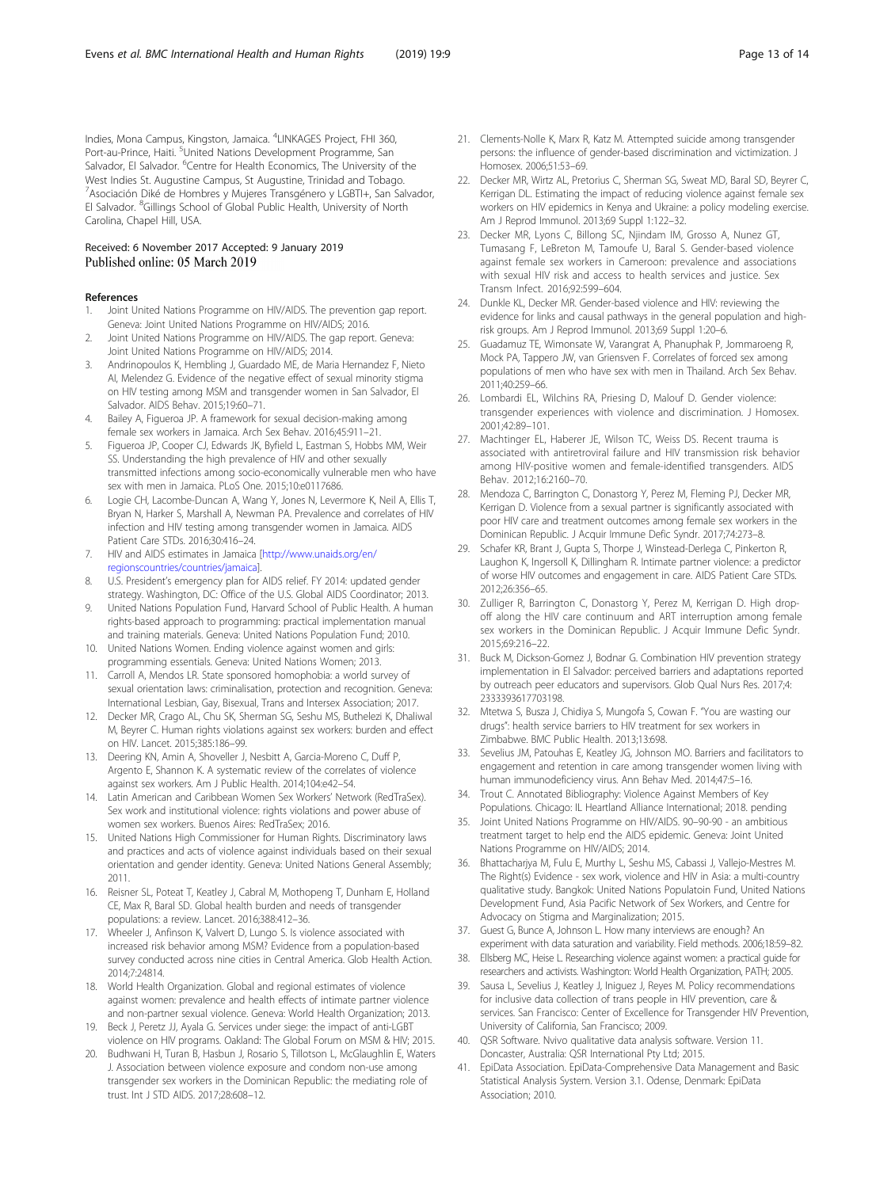Indies, Mona Campus, Kingston, Jamaica. [4]LINKAGES Project, FHI 360, Port-au-Prince, Haiti. [5]United Nations Development Programme, San Salvador, El Salvador. [6]Centre for Health Economics, The University of the West Indies St. Augustine Campus, St Augustine, Trinidad and Tobago. [7]Asociación Diké de Hombres y Mujeres Transgénero y LGBTI+, San Salvador, El Salvador. [8]Gillings School of Global Public Health, University of North Carolina, Chapel Hill, USA.

Received: 6 November 2017 Accepted: 9 January 2019
Published online: 05 March 2019

## References

1. Joint United Nations Programme on HIV/AIDS. The prevention gap report. Geneva: Joint United Nations Programme on HIV/AIDS; 2016.
2. Joint United Nations Programme on HIV/AIDS. The gap report. Geneva: Joint United Nations Programme on HIV/AIDS; 2014.
3. Andrinopoulos K, Hembling J, Guardado ME, de Maria Hernandez F, Nieto AI, Melendez G. Evidence of the negative effect of sexual minority stigma on HIV testing among MSM and transgender women in San Salvador, El Salvador. AIDS Behav. 2015;19:60–71.
4. Bailey A, Figueroa JP. A framework for sexual decision-making among female sex workers in Jamaica. Arch Sex Behav. 2016;45:911–21.
5. Figueroa JP, Cooper CJ, Edwards JK, Byfield L, Eastman S, Hobbs MM, Weir SS. Understanding the high prevalence of HIV and other sexually transmitted infections among socio-economically vulnerable men who have sex with men in Jamaica. PLoS One. 2015;10:e0117686.
6. Logie CH, Lacombe-Duncan A, Wang Y, Jones N, Levermore K, Neil A, Ellis T, Bryan N, Harker S, Marshall A, Newman PA. Prevalence and correlates of HIV infection and HIV testing among transgender women in Jamaica. AIDS Patient Care STDs. 2016;30:416–24.
7. HIV and AIDS estimates in Jamaica [http://www.unaids.org/en/regionscountries/countries/jamaica].
8. U.S. President's emergency plan for AIDS relief. FY 2014: updated gender strategy. Washington, DC: Office of the U.S. Global AIDS Coordinator; 2013.
9. United Nations Population Fund, Harvard School of Public Health. A human rights-based approach to programming: practical implementation manual and training materials. Geneva: United Nations Population Fund; 2010.
10. United Nations Women. Ending violence against women and girls: programming essentials. Geneva: United Nations Women; 2013.
11. Carroll A, Mendos LR. State sponsored homophobia: a world survey of sexual orientation laws: criminalisation, protection and recognition. Geneva: International Lesbian, Gay, Bisexual, Trans and Intersex Association; 2017.
12. Decker MR, Crago AL, Chu SK, Sherman SG, Seshu MS, Buthelezi K, Dhaliwal M, Beyrer C. Human rights violations against sex workers: burden and effect on HIV. Lancet. 2015;385:186–99.
13. Deering KN, Amin A, Shoveller J, Nesbitt A, Garcia-Moreno C, Duff P, Argento E, Shannon K. A systematic review of the correlates of violence against sex workers. Am J Public Health. 2014;104:e42–54.
14. Latin American and Caribbean Women Sex Workers' Network (RedTraSex). Sex work and institutional violence: rights violations and power abuse of women sex workers. Buenos Aires: RedTraSex; 2016.
15. United Nations High Commissioner for Human Rights. Discriminatory laws and practices and acts of violence against individuals based on their sexual orientation and gender identity. Geneva: United Nations General Assembly; 2011.
16. Reisner SL, Poteat T, Keatley J, Cabral M, Mothopeng T, Dunham E, Holland CE, Max R, Baral SD. Global health burden and needs of transgender populations: a review. Lancet. 2016;388:412–36.
17. Wheeler J, Anfinson K, Valvert D, Lungo S. Is violence associated with increased risk behavior among MSM? Evidence from a population-based survey conducted across nine cities in Central America. Glob Health Action. 2014;7:24814.
18. World Health Organization. Global and regional estimates of violence against women: prevalence and health effects of intimate partner violence and non-partner sexual violence. Geneva: World Health Organization; 2013.
19. Beck J, Peretz JJ, Ayala G. Services under siege: the impact of anti-LGBT violence on HIV programs. Oakland: The Global Forum on MSM & HIV; 2015.
20. Budhwani H, Turan B, Hasbun J, Rosario S, Tillotson L, McGlaughlin E, Waters J. Association between violence exposure and condom non-use among transgender sex workers in the Dominican Republic: the mediating role of trust. Int J STD AIDS. 2017;28:608–12.
21. Clements-Nolle K, Marx R, Katz M. Attempted suicide among transgender persons: the influence of gender-based discrimination and victimization. J Homosex. 2006;51:53–69.
22. Decker MR, Wirtz AL, Pretorius C, Sherman SG, Sweat MD, Baral SD, Beyrer C, Kerrigan DL. Estimating the impact of reducing violence against female sex workers on HIV epidemics in Kenya and Ukraine: a policy modeling exercise. Am J Reprod Immunol. 2013;69 Suppl 1:122–32.
23. Decker MR, Lyons C, Billong SC, Njindam IM, Grosso A, Nunez GT, Tumasang F, LeBreton M, Tamoufe U, Baral S. Gender-based violence against female sex workers in Cameroon: prevalence and associations with sexual HIV risk and access to health services and justice. Sex Transm Infect. 2016;92:599–604.
24. Dunkle KL, Decker MR. Gender-based violence and HIV: reviewing the evidence for links and causal pathways in the general population and high-risk groups. Am J Reprod Immunol. 2013;69 Suppl 1:20–6.
25. Guadamuz TE, Wimonsate W, Varangrat A, Phanuphak P, Jommaroeng R, Mock PA, Tappero JW, van Griensven F. Correlates of forced sex among populations of men who have sex with men in Thailand. Arch Sex Behav. 2011;40:259–66.
26. Lombardi EL, Wilchins RA, Priesing D, Malouf D. Gender violence: transgender experiences with violence and discrimination. J Homosex. 2001;42:89–101.
27. Machtinger EL, Haberer JE, Wilson TC, Weiss DS. Recent trauma is associated with antiretroviral failure and HIV transmission risk behavior among HIV-positive women and female-identified transgenders. AIDS Behav. 2012;16:2160–70.
28. Mendoza C, Barrington C, Donastorg Y, Perez M, Fleming PJ, Decker MR, Kerrigan D. Violence from a sexual partner is significantly associated with poor HIV care and treatment outcomes among female sex workers in the Dominican Republic. J Acquir Immune Defic Syndr. 2017;74:273–8.
29. Schafer KR, Brant J, Gupta S, Thorpe J, Winstead-Derlega C, Pinkerton R, Laughon K, Ingersoll K, Dillingham R. Intimate partner violence: a predictor of worse HIV outcomes and engagement in care. AIDS Patient Care STDs. 2012;26:356–65.
30. Zulliger R, Barrington C, Donastorg Y, Perez M, Kerrigan D. High drop-off along the HIV care continuum and ART interruption among female sex workers in the Dominican Republic. J Acquir Immune Defic Syndr. 2015;69:216–22.
31. Buck M, Dickson-Gomez J, Bodnar G. Combination HIV prevention strategy implementation in El Salvador: perceived barriers and adaptations reported by outreach peer educators and supervisors. Glob Qual Nurs Res. 2017;4:2333393617703198.
32. Mtetwa S, Busza J, Chidiya S, Mungofa S, Cowan F. "You are wasting our drugs": health service barriers to HIV treatment for sex workers in Zimbabwe. BMC Public Health. 2013;13:698.
33. Sevelius JM, Patouhas E, Keatley JG, Johnson MO. Barriers and facilitators to engagement and retention in care among transgender women living with human immunodeficiency virus. Ann Behav Med. 2014;47:5–16.
34. Trout C. Annotated Bibliography: Violence Against Members of Key Populations. Chicago: IL Heartland Alliance International; 2018. pending
35. Joint United Nations Programme on HIV/AIDS. 90–90-90 - an ambitious treatment target to help end the AIDS epidemic. Geneva: Joint United Nations Programme on HIV/AIDS; 2014.
36. Bhattacharjya M, Fulu E, Murthy L, Seshu MS, Cabassi J, Vallejo-Mestres M. The Right(s) Evidence - sex work, violence and HIV in Asia: a multi-country qualitative study. Bangkok: United Nations Populatoin Fund, United Nations Development Fund, Asia Pacific Network of Sex Workers, and Centre for Advocacy on Stigma and Marginalization; 2015.
37. Guest G, Bunce A, Johnson L. How many interviews are enough? An experiment with data saturation and variability. Field methods. 2006;18:59–82.
38. Ellsberg MC, Heise L. Researching violence against women: a practical guide for researchers and activists. Washington: World Health Organization, PATH; 2005.
39. Sausa L, Sevelius J, Keatley J, Iniguez J, Reyes M. Policy recommendations for inclusive data collection of trans people in HIV prevention, care & services. San Francisco: Center of Excellence for Transgender HIV Prevention, University of California, San Francisco; 2009.
40. QSR Software. Nvivo qualitative data analysis software. Version 11. Doncaster, Australia: QSR International Pty Ltd; 2015.
41. EpiData Association. EpiData-Comprehensive Data Management and Basic Statistical Analysis System. Version 3.1. Odense, Denmark: EpiData Association; 2010.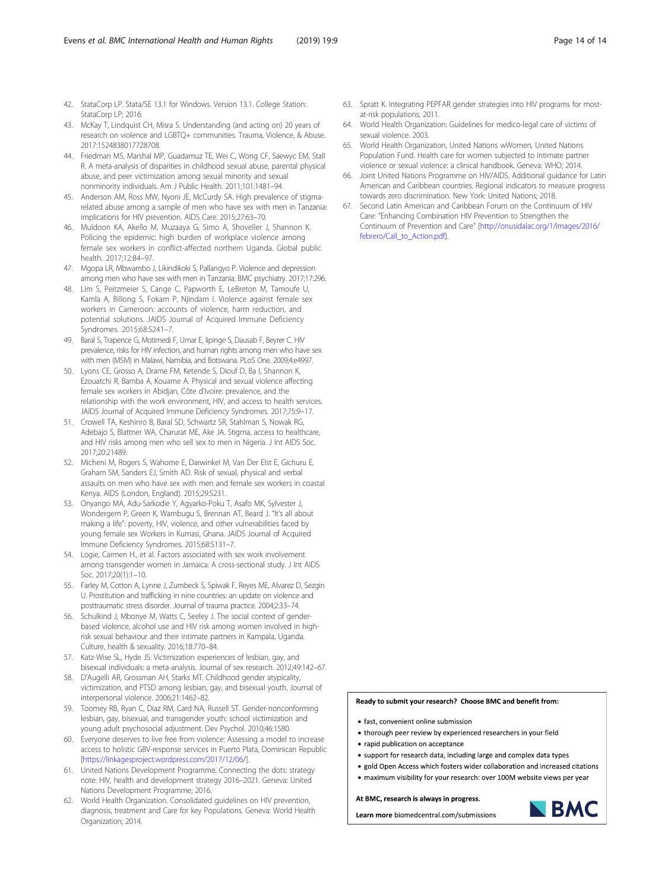42. StataCorp LP. Stata/SE 13.1 for Windows. Version 13.1. College Station: StataCorp LP; 2016.
43. McKay T, Lindquist CH, Misra S. Understanding (and acting on) 20 years of research on violence and LGBTQ+ communities. Trauma, Violence, & Abuse. 2017:1524838017728708.
44. Friedman MS, Marshal MP, Guadamuz TE, Wei C, Wong CF, Saewyc EM, Stall R. A meta-analysis of disparities in childhood sexual abuse, parental physical abuse, and peer victimization among sexual minority and sexual nonminority individuals. Am J Public Health. 2011;101:1481–94.
45. Anderson AM, Ross MW, Nyoni JE, McCurdy SA. High prevalence of stigma-related abuse among a sample of men who have sex with men in Tanzania: implications for HIV prevention. AIDS Care. 2015;27:63–70.
46. Muldoon KA, Akello M, Muzaaya G, Simo A, Shoveller J, Shannon K. Policing the epidemic: high burden of workplace violence among female sex workers in conflict-affected northern Uganda. Global public health. 2017;12:84–97.
47. Mgopa LR, Mbwambo J, Likindikoki S, Pallangyo P. Violence and depression among men who have sex with men in Tanzania. BMC psychiatry. 2017;17:296.
48. Lim S, Peitzmeier S, Cange C, Papworth E, LeBreton M, Tamoufe U, Kamla A, Billong S, Fokam P, Njindam I. Violence against female sex workers in Cameroon: accounts of violence, harm reduction, and potential solutions. JAIDS Journal of Acquired Immune Deficiency Syndromes. 2015;68:S241–7.
49. Baral S, Trapence G, Motimedi F, Umar E, Iipinge S, Dausab F, Beyrer C. HIV prevalence, risks for HIV infection, and human rights among men who have sex with men (MSM) in Malawi, Namibia, and Botswana. PLoS One. 2009;4:e4997.
50. Lyons CE, Grosso A, Drame FM, Ketende S, Diouf D, Ba I, Shannon K, Ezouatchi R, Bamba A, Kouame A. Physical and sexual violence affecting female sex workers in Abidjan, Côte d'Ivoire: prevalence, and the relationship with the work environment, HIV, and access to health services. JAIDS Journal of Acquired Immune Deficiency Syndromes. 2017;75:9–17.
51. Crowell TA, Keshinro B, Baral SD, Schwartz SR, Stahlman S, Nowak RG, Adebajo S, Blattner WA, Charurat ME, Ake JA. Stigma, access to healthcare, and HIV risks among men who sell sex to men in Nigeria. J Int AIDS Soc. 2017;20:21489.
52. Micheni M, Rogers S, Wahome E, Darwinkel M, Van Der Elst E, Gichuru E, Graham SM, Sanders EJ, Smith AD. Risk of sexual, physical and verbal assaults on men who have sex with men and female sex workers in coastal Kenya. AIDS (London, England). 2015;29:S231.
53. Onyango MA, Adu-Sarkodie Y, Agyarko-Poku T, Asafo MK, Sylvester J, Wondergem P, Green K, Wambugu S, Brennan AT, Beard J. "It's all about making a life": poverty, HIV, violence, and other vulnerabilities faced by young female sex Workers in Kumasi, Ghana. JAIDS Journal of Acquired Immune Deficiency Syndromes. 2015;68:S131–7.
54. Logie, Carmen H., et al. Factors associated with sex work involvement among transgender women in Jamaica: A cross-sectional study. J Int AIDS Soc. 2017;20(1):1–10.
55. Farley M, Cotton A, Lynne J, Zumbeck S, Spiwak F, Reyes ME, Alvarez D, Sezgin U. Prostitution and trafficking in nine countries: an update on violence and posttraumatic stress disorder. Journal of trauma practice. 2004;2:33–74.
56. Schulkind J, Mbonye M, Watts C, Seeley J. The social context of gender-based violence, alcohol use and HIV risk among women involved in high-risk sexual behaviour and their intimate partners in Kampala, Uganda. Culture, health & sexuality. 2016;18:770–84.
57. Katz-Wise SL, Hyde JS. Victimization experiences of lesbian, gay, and bisexual individuals: a meta-analysis. Journal of sex research. 2012;49:142–67.
58. D'Augelli AR, Grossman AH, Starks MT. Childhood gender atypicality, victimization, and PTSD among lesbian, gay, and bisexual youth. Journal of interpersonal violence. 2006;21:1462–82.
59. Toomey RB, Ryan C, Diaz RM, Card NA, Russell ST. Gender-nonconforming lesbian, gay, bisexual, and transgender youth: school victimization and young adult psychosocial adjustment. Dev Psychol. 2010;46:1580.
60. Everyone deserves to live free from violence: Assessing a model to increase access to holistic GBV-response services in Puerto Plata, Dominican Republic [https://linkagesproject.wordpress.com/2017/12/06/].
61. United Nations Development Programme. Connecting the dots: strategy note: HIV, health and development strategy 2016–2021. Geneva: United Nations Development Programme; 2016.
62. World Health Organization. Consolidated guidelines on HIV prevention, diagnosis, treatment and Care for key Populations. Geneva: World Health Organization; 2014.
63. Spratt K. Integrating PEPFAR gender strategies into HIV programs for most-at-risk populations; 2011.
64. World Health Organization: Guidelines for medico-legal care of victims of sexual violence. 2003.
65. World Health Organization, United Nations wWomen, United Nations Population Fund. Health care for women subjected to intimate partner violence or sexual violence: a clinical handbook. Geneva: WHO; 2014.
66. Joint United Nations Programme on HIV/AIDS. Additional guidance for Latin American and Caribbean countries. Regional indicators to measure progress towards zero discrimination. New York: United Nations; 2018.
67. Second Latin American and Caribbean Forum on the Continuum of HIV Care: "Enhancing Combination HIV Prevention to Strengthen the Continuum of Prevention and Care" [http://onusidalac.org/1/images/2016/febrero/Call_to_Action.pdf].